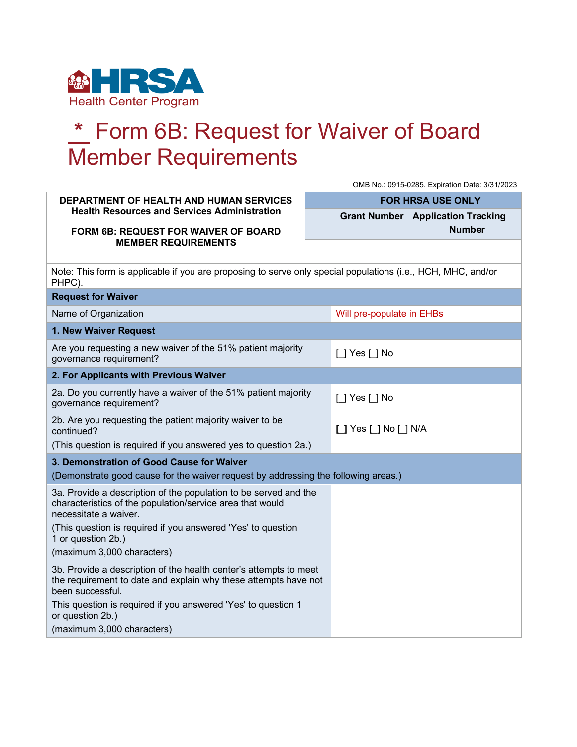HRSA
Health Center Program

# * Form 6B: Request for Waiver of Board Member Requirements

OMB No.: 0915-0285. Expiration Date: 3/31/2023

| **DEPARTMENT OF HEALTH AND HUMAN SERVICES**<br>**Health Resources and Services Administration**<br><br>**FORM 6B: REQUEST FOR WAIVER OF BOARD MEMBER REQUIREMENTS** | **FOR HRSA USE ONLY** | |
|---|---|---|
| | **Grant Number** | **Application Tracking Number** |
| | | |

| Note: This form is applicable if you are proposing to serve only special populations (i.e., HCH, MHC, and/or PHPC). | |
|---|---|
| **Request for Waiver** | |
| Name of Organization | Will pre-populate in EHBs |
| **1. New Waiver Request** | |
| Are you requesting a new waiver of the 51% patient majority governance requirement? | [ ] Yes [ ] No |
| **2. For Applicants with Previous Waiver** | |
| 2a. Do you currently have a waiver of the 51% patient majority governance requirement? | [ ] Yes [ ] No |
| 2b. Are you requesting the patient majority waiver to be continued?<br>(This question is required if you answered yes to question 2a.) | [ ] Yes [ ] No [ ] N/A |
| **3. Demonstration of Good Cause for Waiver**<br>(Demonstrate good cause for the waiver request by addressing the following areas.) | |
| 3a. Provide a description of the population to be served and the characteristics of the population/service area that would necessitate a waiver.<br>(This question is required if you answered 'Yes' to question 1 or question 2b.)<br>(maximum 3,000 characters) | |
| 3b. Provide a description of the health center's attempts to meet the requirement to date and explain why these attempts have not been successful.<br>This question is required if you answered 'Yes' to question 1 or question 2b.)<br>(maximum 3,000 characters) | |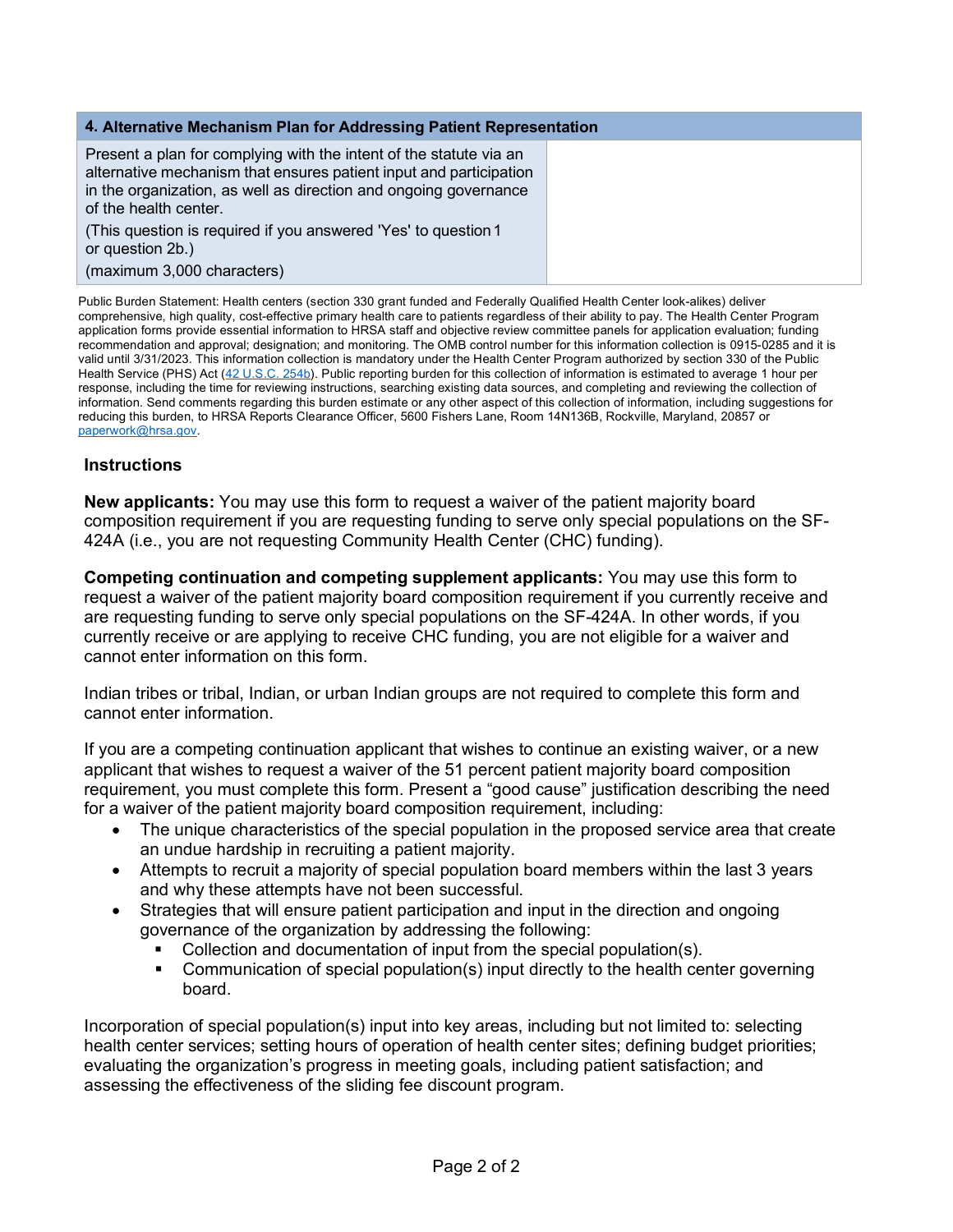| 4. Alternative Mechanism Plan for Addressing Patient Representation | |
|---|---|
| Present a plan for complying with the intent of the statute via an alternative mechanism that ensures patient input and participation in the organization, as well as direction and ongoing governance of the health center.<br>(This question is required if you answered 'Yes' to question 1 or question 2b.)<br>(maximum 3,000 characters) | |

Public Burden Statement: Health centers (section 330 grant funded and Federally Qualified Health Center look-alikes) deliver comprehensive, high quality, cost-effective primary health care to patients regardless of their ability to pay. The Health Center Program application forms provide essential information to HRSA staff and objective review committee panels for application evaluation; funding recommendation and approval; designation; and monitoring. The OMB control number for this information collection is 0915-0285 and it is valid until 3/31/2023. This information collection is mandatory under the Health Center Program authorized by section 330 of the Public Health Service (PHS) Act (42 U.S.C. 254b). Public reporting burden for this collection of information is estimated to average 1 hour per response, including the time for reviewing instructions, searching existing data sources, and completing and reviewing the collection of information. Send comments regarding this burden estimate or any other aspect of this collection of information, including suggestions for reducing this burden, to HRSA Reports Clearance Officer, 5600 Fishers Lane, Room 14N136B, Rockville, Maryland, 20857 or paperwork@hrsa.gov.

## Instructions

**New applicants:** You may use this form to request a waiver of the patient majority board composition requirement if you are requesting funding to serve only special populations on the SF-424A (i.e., you are not requesting Community Health Center (CHC) funding).

**Competing continuation and competing supplement applicants:** You may use this form to request a waiver of the patient majority board composition requirement if you currently receive and are requesting funding to serve only special populations on the SF-424A. In other words, if you currently receive or are applying to receive CHC funding, you are not eligible for a waiver and cannot enter information on this form.

Indian tribes or tribal, Indian, or urban Indian groups are not required to complete this form and cannot enter information.

If you are a competing continuation applicant that wishes to continue an existing waiver, or a new applicant that wishes to request a waiver of the 51 percent patient majority board composition requirement, you must complete this form. Present a "good cause" justification describing the need for a waiver of the patient majority board composition requirement, including:

- The unique characteristics of the special population in the proposed service area that create an undue hardship in recruiting a patient majority.
- Attempts to recruit a majority of special population board members within the last 3 years and why these attempts have not been successful.
- Strategies that will ensure patient participation and input in the direction and ongoing governance of the organization by addressing the following:
  - Collection and documentation of input from the special population(s).
  - Communication of special population(s) input directly to the health center governing board.

Incorporation of special population(s) input into key areas, including but not limited to: selecting health center services; setting hours of operation of health center sites; defining budget priorities; evaluating the organization's progress in meeting goals, including patient satisfaction; and assessing the effectiveness of the sliding fee discount program.